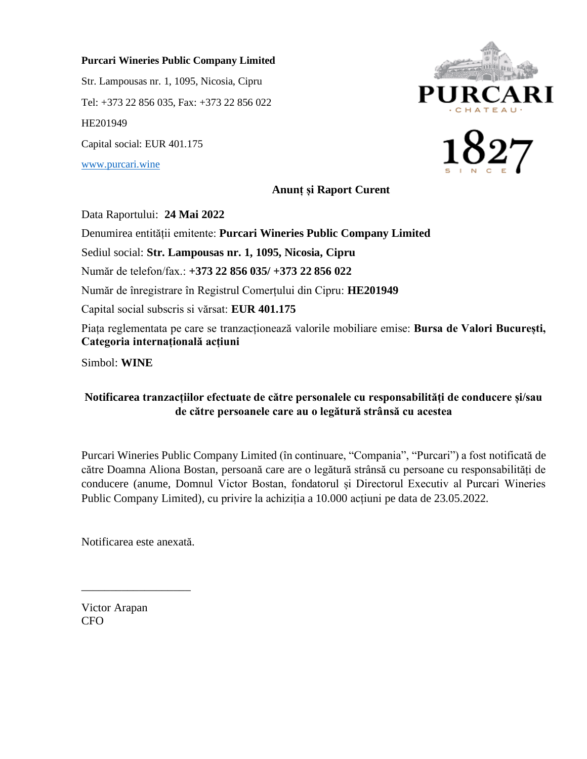**Purcari Wineries Public Company Limited**

Str. Lampousas nr. 1, 1095, Nicosia, Cipru

Tel: +373 22 856 035, Fax: +373 22 856 022

HE201949

Capital social: EUR 401.175

www.purcari.wine

## Anunț și Raport Curent

Data Raportului: **24 Mai 2022**

Denumirea entității emitente: **Purcari Wineries Public Company Limited**

Sediul social: **Str. Lampousas nr. 1, 1095, Nicosia, Cipru**

Număr de telefon/fax.: **+373 22 856 035/ +373 22 856 022**

Număr de înregistrare în Registrul Comerțului din Cipru: **HE201949**

Capital social subscris si vărsat: **EUR 401.175**

Piața reglementata pe care se tranzacționează valorile mobiliare emise: **Bursa de Valori București, Categoria internațională acțiuni**

Simbol: **WINE**

### Notificarea tranzacțiilor efectuate de către personalele cu responsabilități de conducere și/sau de către persoanele care au o legătură strânsă cu acestea

Purcari Wineries Public Company Limited (în continuare, "Compania", "Purcari") a fost notificată de către Doamna Aliona Bostan, persoană care are o legătură strânsă cu persoane cu responsabilități de conducere (anume, Domnul Victor Bostan, fondatorul și Directorul Executiv al Purcari Wineries Public Company Limited), cu privire la achiziția a 10.000 acțiuni pe data de 23.05.2022.

Notificarea este anexată.

\_\_\_\_\_\_\_\_\_\_\_\_\_\_\_\_\_\_\_

Victor Arapan
CFO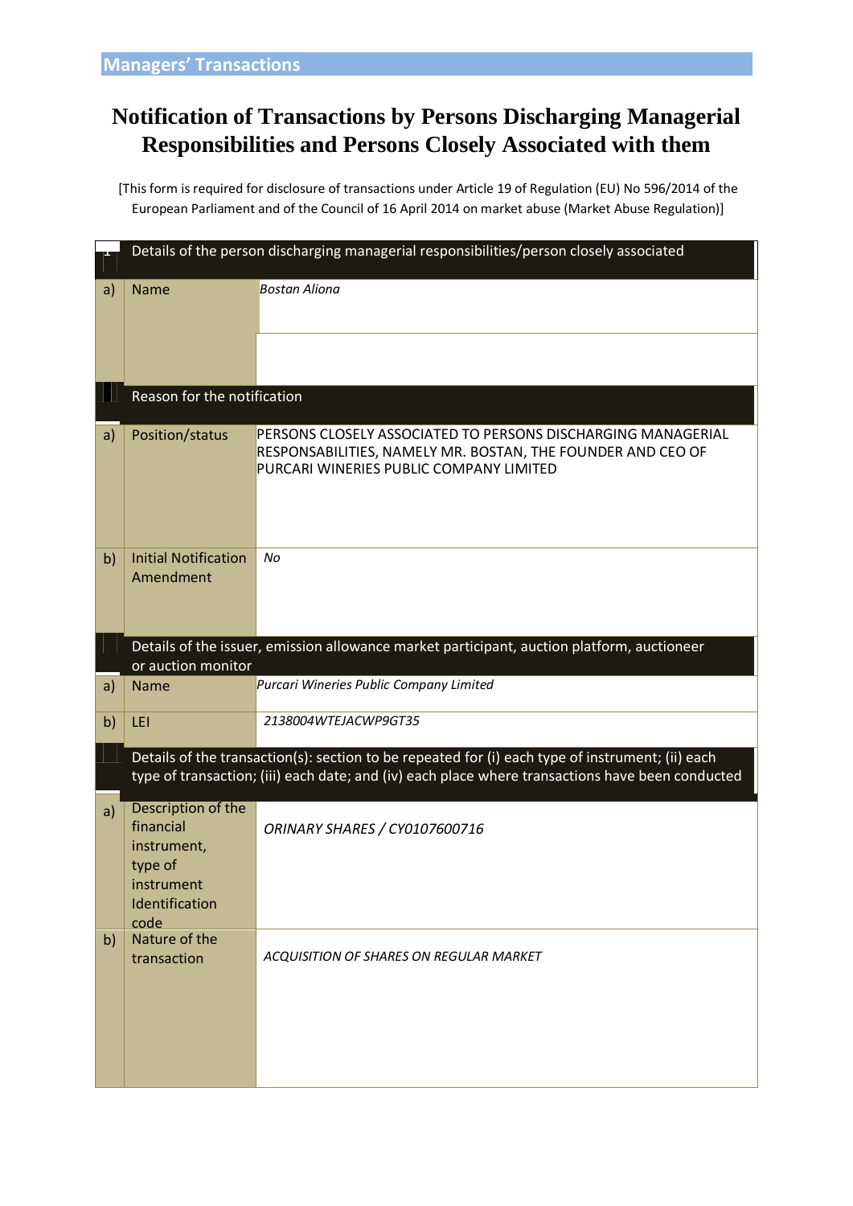Managers' Transactions

# Notification of Transactions by Persons Discharging Managerial Responsibilities and Persons Closely Associated with them

[This form is required for disclosure of transactions under Article 19 of Regulation (EU) No 596/2014 of the European Parliament and of the Council of 16 April 2014 on market abuse (Market Abuse Regulation)]

| 1 | Details of the person discharging managerial responsibilities/person closely associated | |
|---|---|---|
| a) | Name | *Bostan Aliona* |
| 2 | Reason for the notification | |
| a) | Position/status | PERSONS CLOSELY ASSOCIATED TO PERSONS DISCHARGING MANAGERIAL RESPONSABILITIES, NAMELY MR. BOSTAN, THE FOUNDER AND CEO OF PURCARI WINERIES PUBLIC COMPANY LIMITED |
| b) | Initial Notification Amendment | *No* |
| 3 | Details of the issuer, emission allowance market participant, auction platform, auctioneer or auction monitor | |
| a) | Name | *Purcari Wineries Public Company Limited* |
| b) | LEI | *2138004WTEJACWP9GT35* |
| 4 | Details of the transaction(s): section to be repeated for (i) each type of instrument; (ii) each type of transaction; (iii) each date; and (iv) each place where transactions have been conducted | |
| a) | Description of the financial instrument, type of instrument Identification code | *ORINARY SHARES / CY0107600716* |
| b) | Nature of the transaction | *ACQUISITION OF SHARES ON REGULAR MARKET* |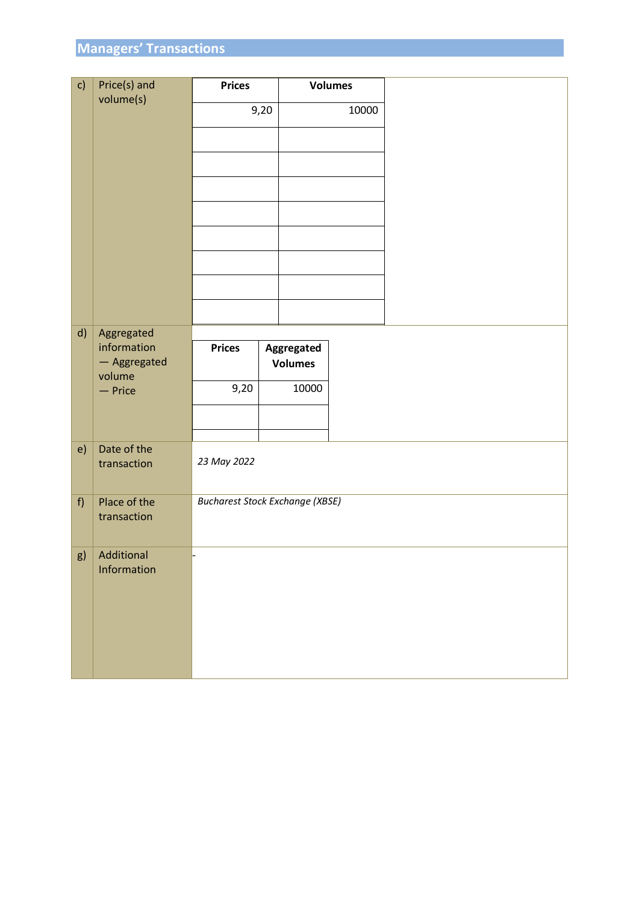## Managers' Transactions

| | | |
|---|---|---|
| c) | Price(s) and volume(s) | <table><tr><th>Prices</th><th>Volumes</th></tr><tr><td>9,20</td><td>10000</td></tr></table> |
| d) | Aggregated information<br>— Aggregated volume<br>— Price | <table><tr><th>Prices</th><th>Aggregated Volumes</th></tr><tr><td>9,20</td><td>10000</td></tr></table> |
| e) | Date of the transaction | *23 May 2022* |
| f) | Place of the transaction | *Bucharest Stock Exchange (XBSE)* |
| g) | Additional Information | - |